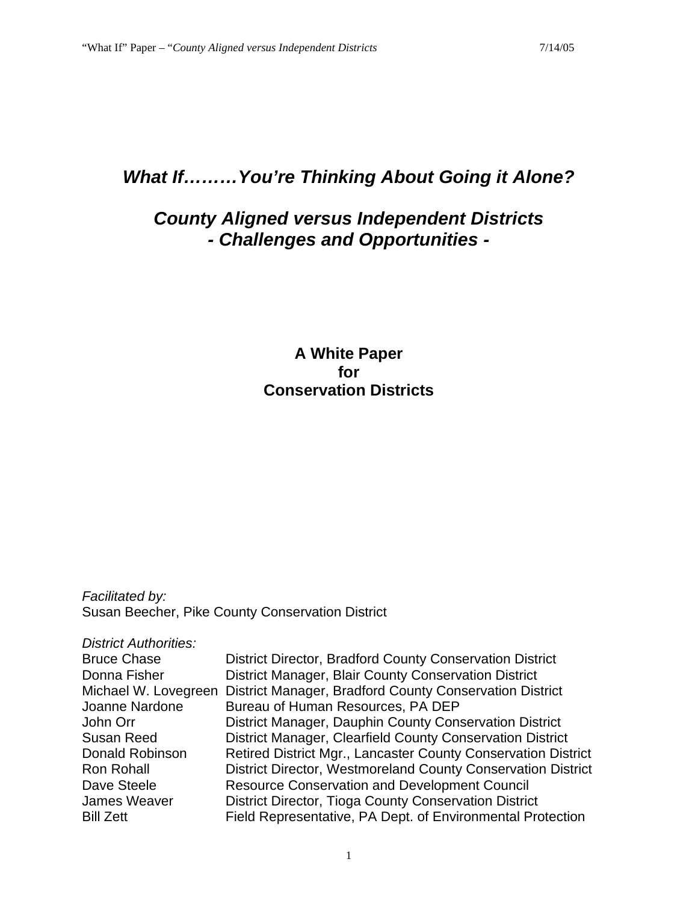# *What If………You're Thinking About Going it Alone?*

## *County Aligned versus Independent Districts*
## *- Challenges and Opportunities -*

**A White Paper**
**for**
**Conservation Districts**

*Facilitated by:*
Susan Beecher, Pike County Conservation District

*District Authorities:*

| | |
|---|---|
| Bruce Chase | District Director, Bradford County Conservation District |
| Donna Fisher | District Manager, Blair County Conservation District |
| Michael W. Lovegreen | District Manager, Bradford County Conservation District |
| Joanne Nardone | Bureau of Human Resources, PA DEP |
| John Orr | District Manager, Dauphin County Conservation District |
| Susan Reed | District Manager, Clearfield County Conservation District |
| Donald Robinson | Retired District Mgr., Lancaster County Conservation District |
| Ron Rohall | District Director, Westmoreland County Conservation District |
| Dave Steele | Resource Conservation and Development Council |
| James Weaver | District Director, Tioga County Conservation District |
| Bill Zett | Field Representative, PA Dept. of Environmental Protection |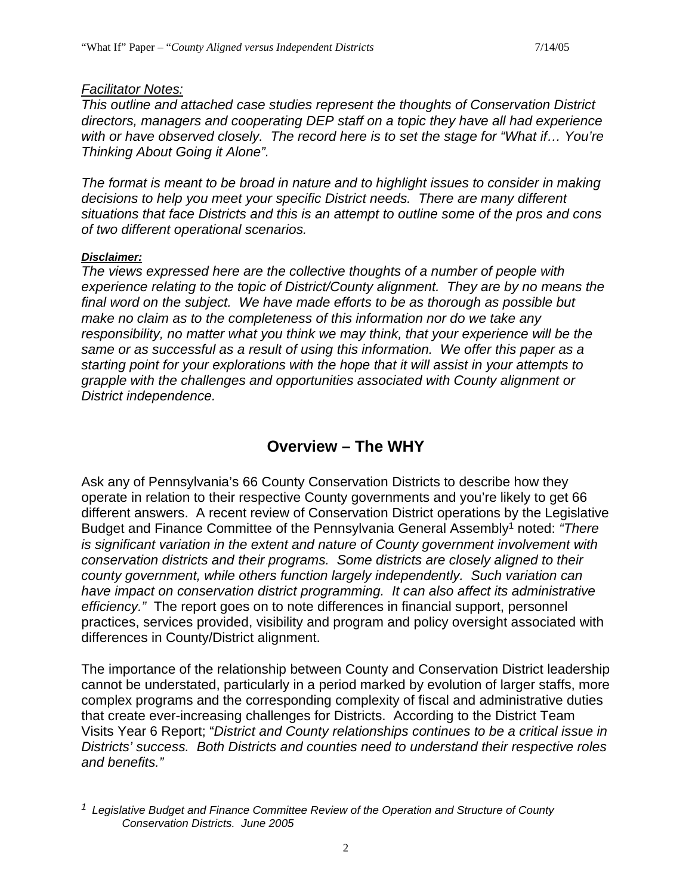*Facilitator Notes:*

*This outline and attached case studies represent the thoughts of Conservation District directors, managers and cooperating DEP staff on a topic they have all had experience with or have observed closely. The record here is to set the stage for "What if… You're Thinking About Going it Alone".*

*The format is meant to be broad in nature and to highlight issues to consider in making decisions to help you meet your specific District needs. There are many different situations that face Districts and this is an attempt to outline some of the pros and cons of two different operational scenarios.*

***Disclaimer:***

*The views expressed here are the collective thoughts of a number of people with experience relating to the topic of District/County alignment. They are by no means the final word on the subject. We have made efforts to be as thorough as possible but make no claim as to the completeness of this information nor do we take any responsibility, no matter what you think we may think, that your experience will be the same or as successful as a result of using this information. We offer this paper as a starting point for your explorations with the hope that it will assist in your attempts to grapple with the challenges and opportunities associated with County alignment or District independence.*

## Overview – The WHY

Ask any of Pennsylvania's 66 County Conservation Districts to describe how they operate in relation to their respective County governments and you're likely to get 66 different answers. A recent review of Conservation District operations by the Legislative Budget and Finance Committee of the Pennsylvania General Assembly[1] noted: *"There is significant variation in the extent and nature of County government involvement with conservation districts and their programs. Some districts are closely aligned to their county government, while others function largely independently. Such variation can have impact on conservation district programming. It can also affect its administrative efficiency."* The report goes on to note differences in financial support, personnel practices, services provided, visibility and program and policy oversight associated with differences in County/District alignment.

The importance of the relationship between County and Conservation District leadership cannot be understated, particularly in a period marked by evolution of larger staffs, more complex programs and the corresponding complexity of fiscal and administrative duties that create ever-increasing challenges for Districts. According to the District Team Visits Year 6 Report; "*District and County relationships continues to be a critical issue in Districts' success. Both Districts and counties need to understand their respective roles and benefits."*

[1] *Legislative Budget and Finance Committee Review of the Operation and Structure of County Conservation Districts. June 2005*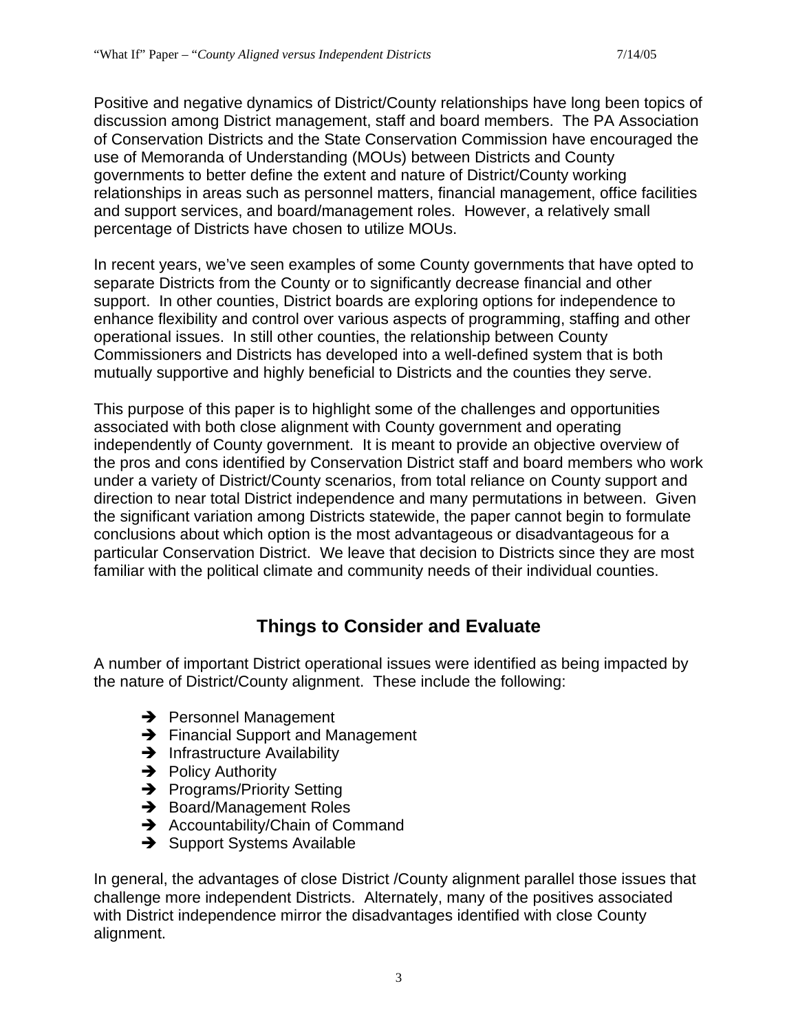Positive and negative dynamics of District/County relationships have long been topics of discussion among District management, staff and board members. The PA Association of Conservation Districts and the State Conservation Commission have encouraged the use of Memoranda of Understanding (MOUs) between Districts and County governments to better define the extent and nature of District/County working relationships in areas such as personnel matters, financial management, office facilities and support services, and board/management roles. However, a relatively small percentage of Districts have chosen to utilize MOUs.

In recent years, we've seen examples of some County governments that have opted to separate Districts from the County or to significantly decrease financial and other support. In other counties, District boards are exploring options for independence to enhance flexibility and control over various aspects of programming, staffing and other operational issues. In still other counties, the relationship between County Commissioners and Districts has developed into a well-defined system that is both mutually supportive and highly beneficial to Districts and the counties they serve.

This purpose of this paper is to highlight some of the challenges and opportunities associated with both close alignment with County government and operating independently of County government. It is meant to provide an objective overview of the pros and cons identified by Conservation District staff and board members who work under a variety of District/County scenarios, from total reliance on County support and direction to near total District independence and many permutations in between. Given the significant variation among Districts statewide, the paper cannot begin to formulate conclusions about which option is the most advantageous or disadvantageous for a particular Conservation District. We leave that decision to Districts since they are most familiar with the political climate and community needs of their individual counties.

## Things to Consider and Evaluate

A number of important District operational issues were identified as being impacted by the nature of District/County alignment. These include the following:

- ➔ Personnel Management
- ➔ Financial Support and Management
- ➔ Infrastructure Availability
- ➔ Policy Authority
- ➔ Programs/Priority Setting
- ➔ Board/Management Roles
- ➔ Accountability/Chain of Command
- ➔ Support Systems Available

In general, the advantages of close District /County alignment parallel those issues that challenge more independent Districts. Alternately, many of the positives associated with District independence mirror the disadvantages identified with close County alignment.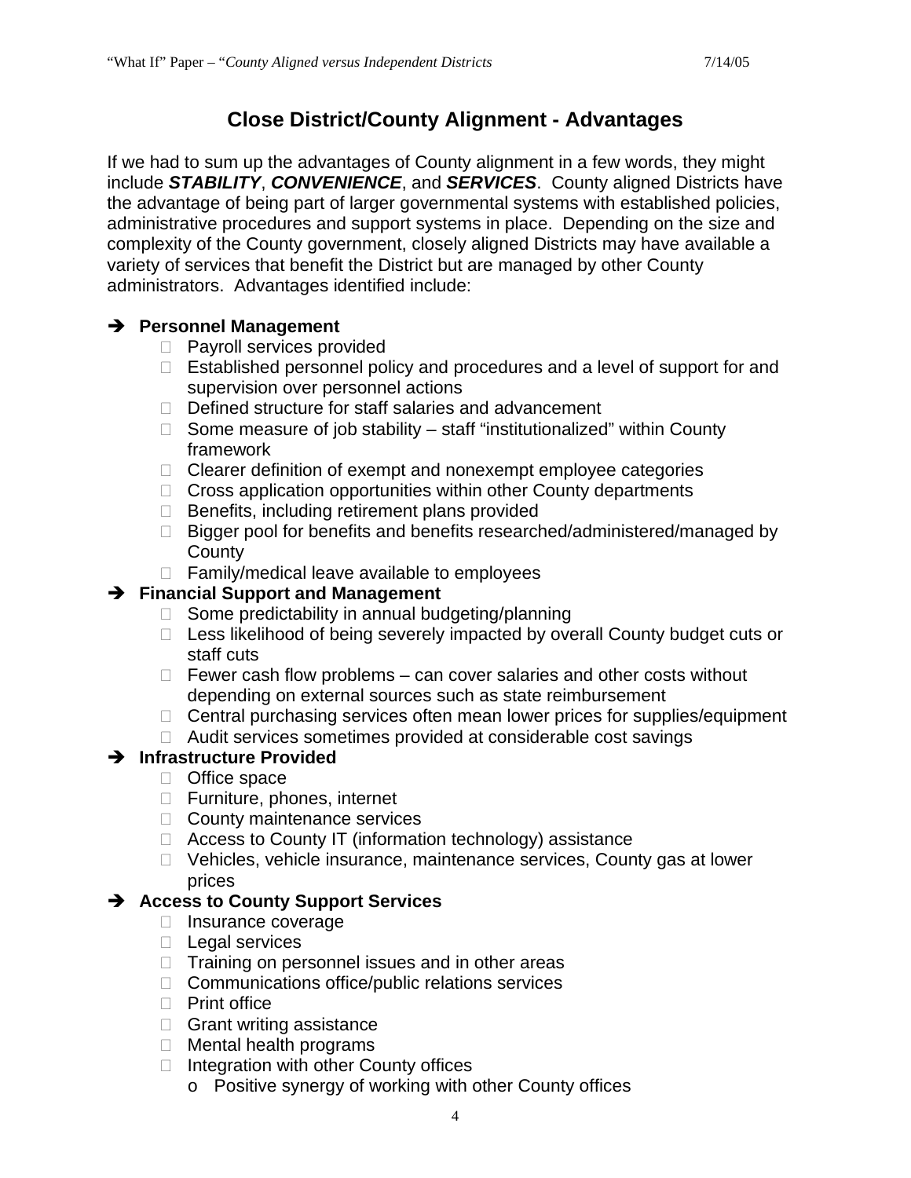## Close District/County Alignment - Advantages

If we had to sum up the advantages of County alignment in a few words, they might include ***STABILITY***, ***CONVENIENCE***, and ***SERVICES***. County aligned Districts have the advantage of being part of larger governmental systems with established policies, administrative procedures and support systems in place. Depending on the size and complexity of the County government, closely aligned Districts may have available a variety of services that benefit the District but are managed by other County administrators. Advantages identified include:

- **Personnel Management**
  - Payroll services provided
  - Established personnel policy and procedures and a level of support for and supervision over personnel actions
  - Defined structure for staff salaries and advancement
  - Some measure of job stability – staff "institutionalized" within County framework
  - Clearer definition of exempt and nonexempt employee categories
  - Cross application opportunities within other County departments
  - Benefits, including retirement plans provided
  - Bigger pool for benefits and benefits researched/administered/managed by County
  - Family/medical leave available to employees
- **Financial Support and Management**
  - Some predictability in annual budgeting/planning
  - Less likelihood of being severely impacted by overall County budget cuts or staff cuts
  - Fewer cash flow problems – can cover salaries and other costs without depending on external sources such as state reimbursement
  - Central purchasing services often mean lower prices for supplies/equipment
  - Audit services sometimes provided at considerable cost savings
- **Infrastructure Provided**
  - Office space
  - Furniture, phones, internet
  - County maintenance services
  - Access to County IT (information technology) assistance
  - Vehicles, vehicle insurance, maintenance services, County gas at lower prices
- **Access to County Support Services**
  - Insurance coverage
  - Legal services
  - Training on personnel issues and in other areas
  - Communications office/public relations services
  - Print office
  - Grant writing assistance
  - Mental health programs
  - Integration with other County offices
    - Positive synergy of working with other County offices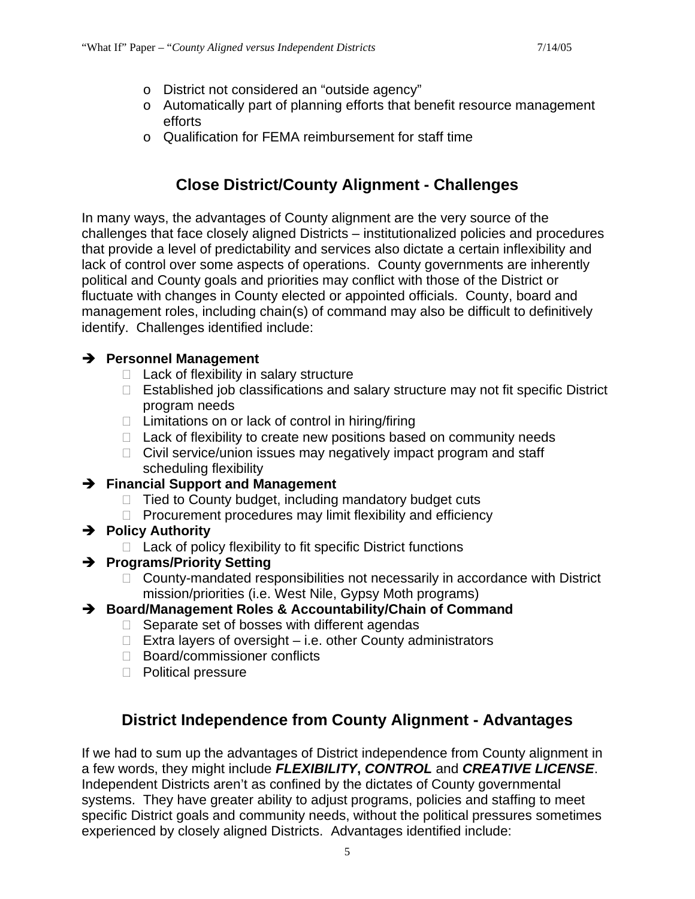- District not considered an "outside agency"
- Automatically part of planning efforts that benefit resource management efforts
- Qualification for FEMA reimbursement for staff time

## Close District/County Alignment - Challenges

In many ways, the advantages of County alignment are the very source of the challenges that face closely aligned Districts – institutionalized policies and procedures that provide a level of predictability and services also dictate a certain inflexibility and lack of control over some aspects of operations. County governments are inherently political and County goals and priorities may conflict with those of the District or fluctuate with changes in County elected or appointed officials. County, board and management roles, including chain(s) of command may also be difficult to definitively identify. Challenges identified include:

- **Personnel Management**
  - Lack of flexibility in salary structure
  - Established job classifications and salary structure may not fit specific District program needs
  - Limitations on or lack of control in hiring/firing
  - Lack of flexibility to create new positions based on community needs
  - Civil service/union issues may negatively impact program and staff scheduling flexibility
- **Financial Support and Management**
  - Tied to County budget, including mandatory budget cuts
  - Procurement procedures may limit flexibility and efficiency
- **Policy Authority**
  - Lack of policy flexibility to fit specific District functions
- **Programs/Priority Setting**
  - County-mandated responsibilities not necessarily in accordance with District mission/priorities (i.e. West Nile, Gypsy Moth programs)
- **Board/Management Roles & Accountability/Chain of Command**
  - Separate set of bosses with different agendas
  - Extra layers of oversight – i.e. other County administrators
  - Board/commissioner conflicts
  - Political pressure

## District Independence from County Alignment - Advantages

If we had to sum up the advantages of District independence from County alignment in a few words, they might include ***FLEXIBILITY***, ***CONTROL*** and ***CREATIVE LICENSE***. Independent Districts aren't as confined by the dictates of County governmental systems. They have greater ability to adjust programs, policies and staffing to meet specific District goals and community needs, without the political pressures sometimes experienced by closely aligned Districts. Advantages identified include: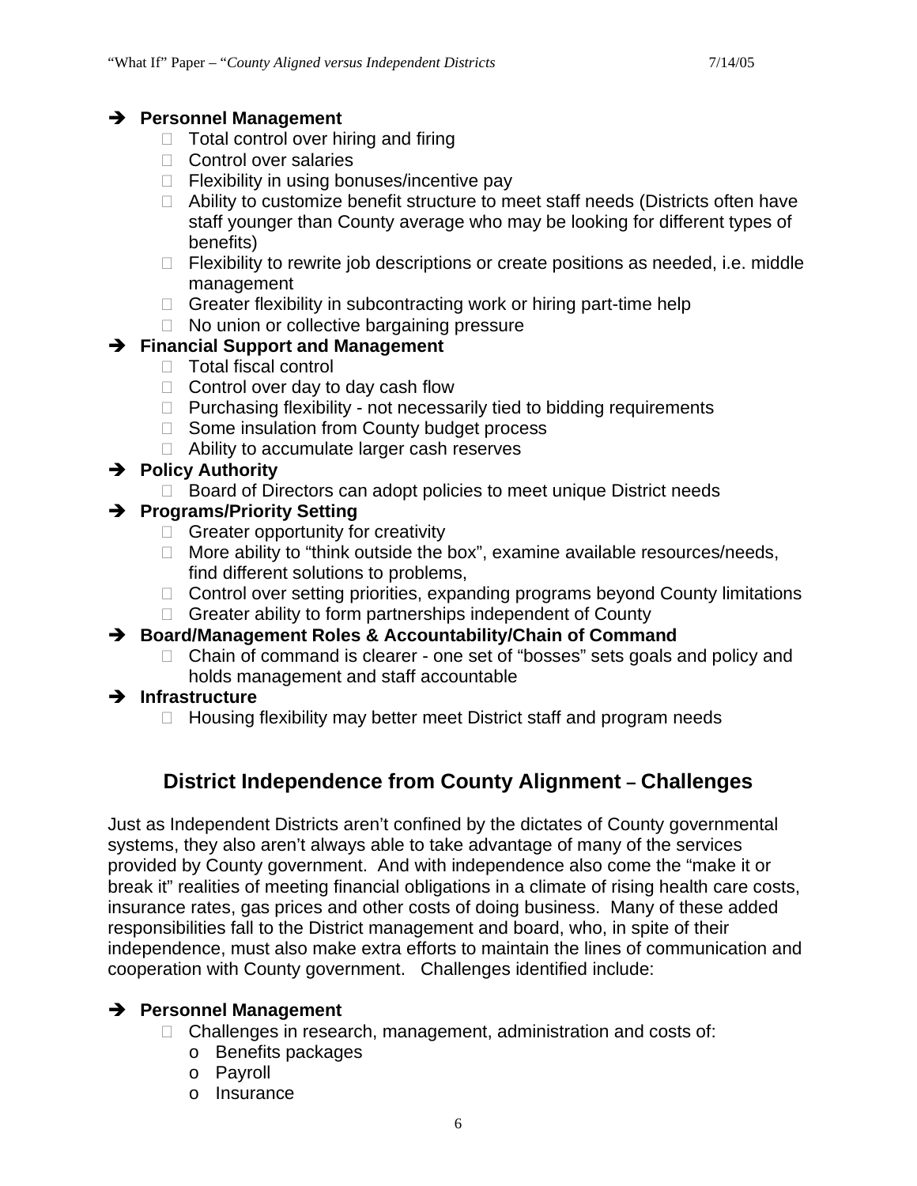- **Personnel Management**
    - Total control over hiring and firing
    - Control over salaries
    - Flexibility in using bonuses/incentive pay
    - Ability to customize benefit structure to meet staff needs (Districts often have staff younger than County average who may be looking for different types of benefits)
    - Flexibility to rewrite job descriptions or create positions as needed, i.e. middle management
    - Greater flexibility in subcontracting work or hiring part-time help
    - No union or collective bargaining pressure
- **Financial Support and Management**
    - Total fiscal control
    - Control over day to day cash flow
    - Purchasing flexibility - not necessarily tied to bidding requirements
    - Some insulation from County budget process
    - Ability to accumulate larger cash reserves
- **Policy Authority**
    - Board of Directors can adopt policies to meet unique District needs
- **Programs/Priority Setting**
    - Greater opportunity for creativity
    - More ability to "think outside the box", examine available resources/needs, find different solutions to problems,
    - Control over setting priorities, expanding programs beyond County limitations
    - Greater ability to form partnerships independent of County
- **Board/Management Roles & Accountability/Chain of Command**
    - Chain of command is clearer - one set of "bosses" sets goals and policy and holds management and staff accountable
- **Infrastructure**
    - Housing flexibility may better meet District staff and program needs

## District Independence from County Alignment – Challenges

Just as Independent Districts aren't confined by the dictates of County governmental systems, they also aren't always able to take advantage of many of the services provided by County government. And with independence also come the "make it or break it" realities of meeting financial obligations in a climate of rising health care costs, insurance rates, gas prices and other costs of doing business. Many of these added responsibilities fall to the District management and board, who, in spite of their independence, must also make extra efforts to maintain the lines of communication and cooperation with County government. Challenges identified include:

- **Personnel Management**
    - Challenges in research, management, administration and costs of:
        - Benefits packages
        - Payroll
        - Insurance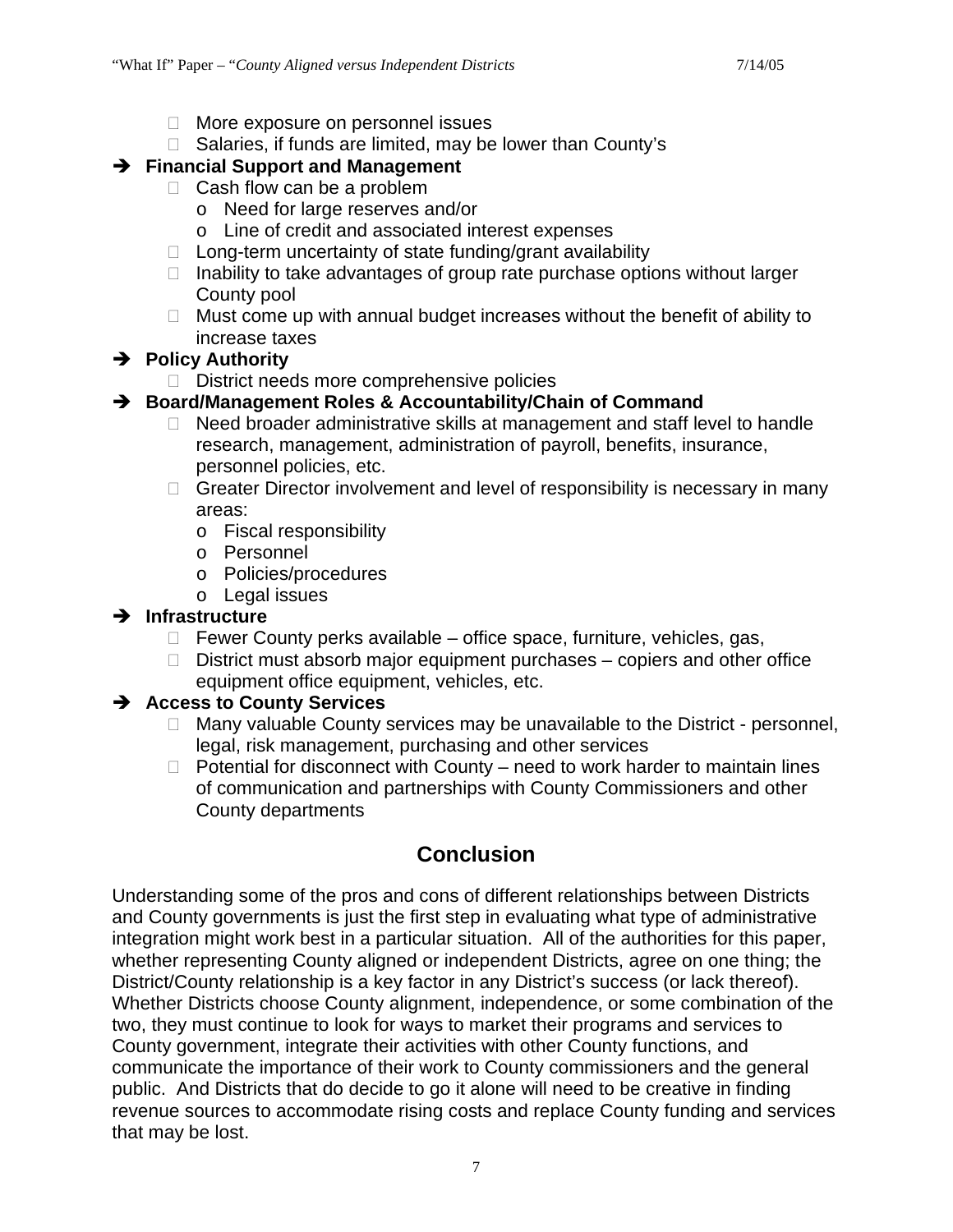- More exposure on personnel issues
  - Salaries, if funds are limited, may be lower than County's
- **Financial Support and Management**
  - Cash flow can be a problem
    - Need for large reserves and/or
    - Line of credit and associated interest expenses
  - Long-term uncertainty of state funding/grant availability
  - Inability to take advantages of group rate purchase options without larger County pool
  - Must come up with annual budget increases without the benefit of ability to increase taxes
- **Policy Authority**
  - District needs more comprehensive policies
- **Board/Management Roles & Accountability/Chain of Command**
  - Need broader administrative skills at management and staff level to handle research, management, administration of payroll, benefits, insurance, personnel policies, etc.
  - Greater Director involvement and level of responsibility is necessary in many areas:
    - Fiscal responsibility
    - Personnel
    - Policies/procedures
    - Legal issues
- **Infrastructure**
  - Fewer County perks available – office space, furniture, vehicles, gas,
  - District must absorb major equipment purchases – copiers and other office equipment office equipment, vehicles, etc.
- **Access to County Services**
  - Many valuable County services may be unavailable to the District - personnel, legal, risk management, purchasing and other services
  - Potential for disconnect with County – need to work harder to maintain lines of communication and partnerships with County Commissioners and other County departments

## Conclusion

Understanding some of the pros and cons of different relationships between Districts and County governments is just the first step in evaluating what type of administrative integration might work best in a particular situation. All of the authorities for this paper, whether representing County aligned or independent Districts, agree on one thing; the District/County relationship is a key factor in any District's success (or lack thereof). Whether Districts choose County alignment, independence, or some combination of the two, they must continue to look for ways to market their programs and services to County government, integrate their activities with other County functions, and communicate the importance of their work to County commissioners and the general public. And Districts that do decide to go it alone will need to be creative in finding revenue sources to accommodate rising costs and replace County funding and services that may be lost.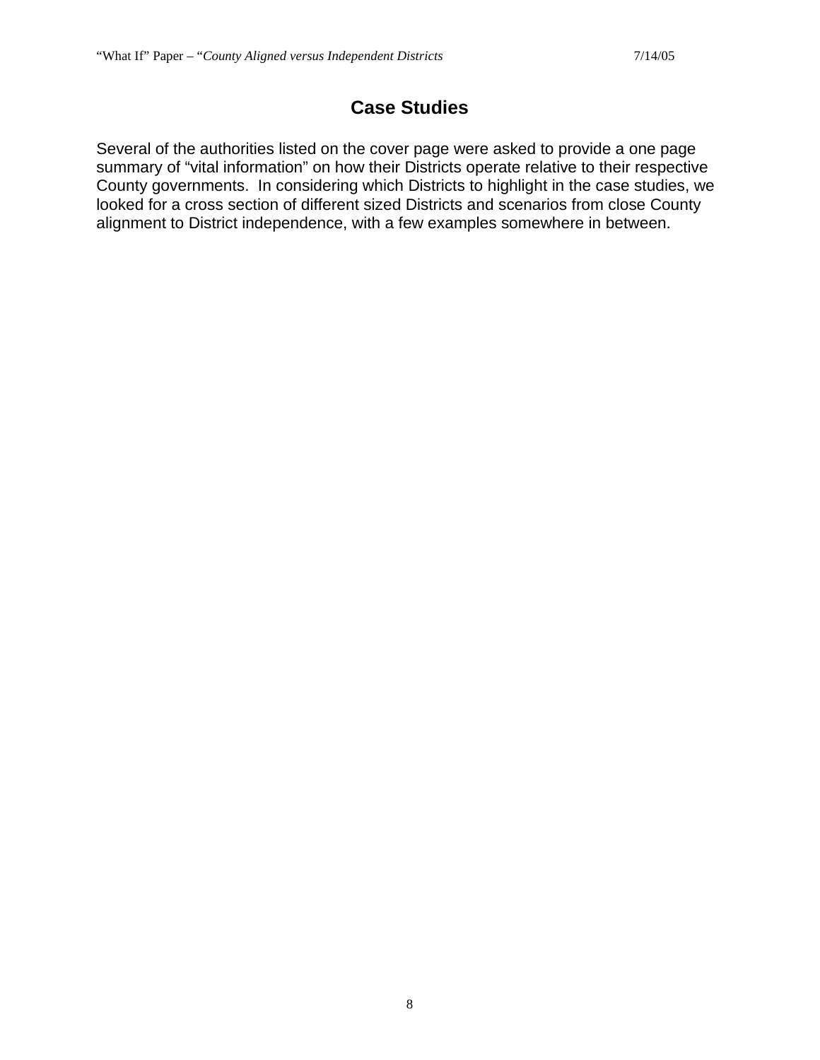## Case Studies

Several of the authorities listed on the cover page were asked to provide a one page summary of "vital information" on how their Districts operate relative to their respective County governments. In considering which Districts to highlight in the case studies, we looked for a cross section of different sized Districts and scenarios from close County alignment to District independence, with a few examples somewhere in between.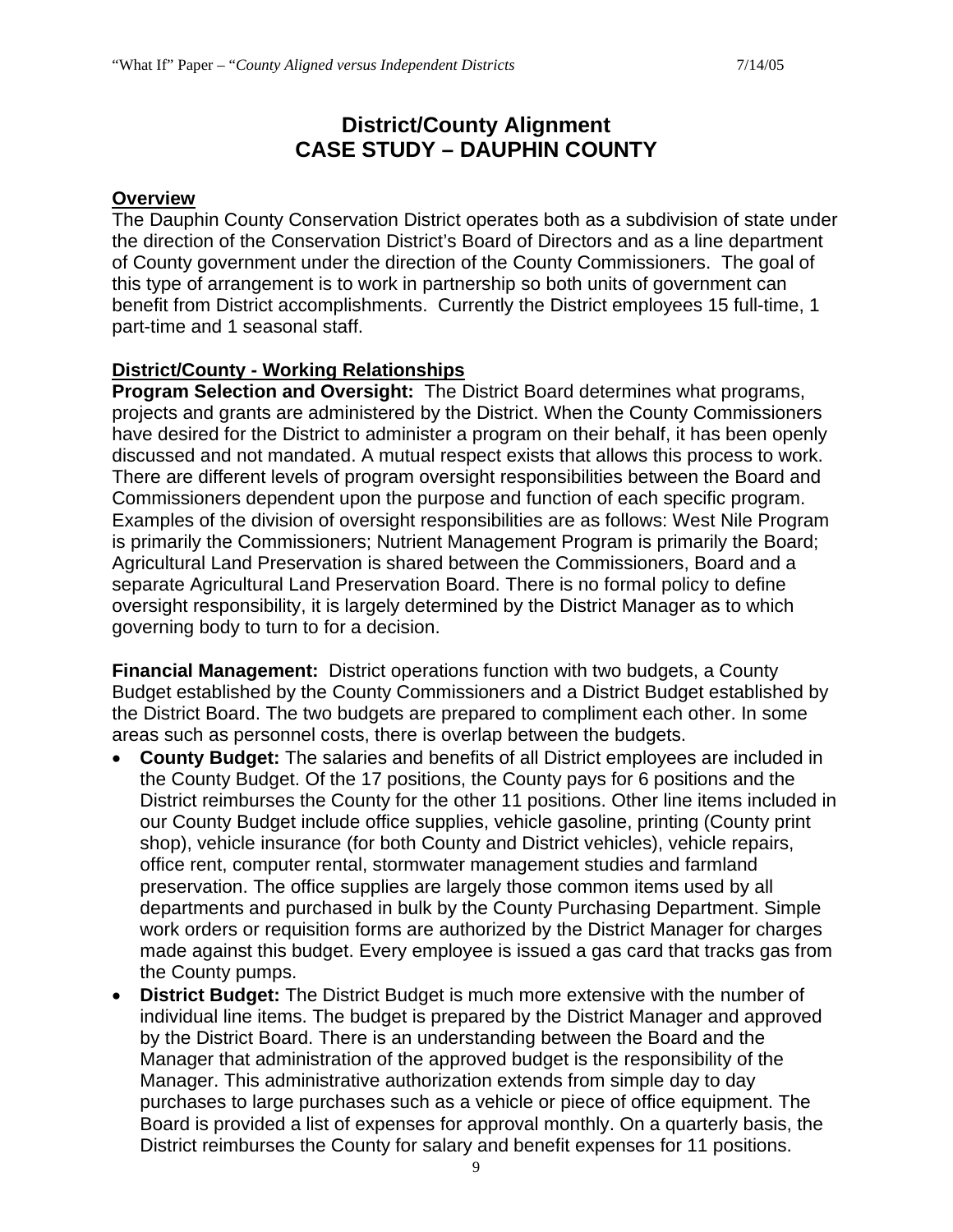# District/County Alignment
# CASE STUDY – DAUPHIN COUNTY

**Overview**

The Dauphin County Conservation District operates both as a subdivision of state under the direction of the Conservation District's Board of Directors and as a line department of County government under the direction of the County Commissioners. The goal of this type of arrangement is to work in partnership so both units of government can benefit from District accomplishments. Currently the District employees 15 full-time, 1 part-time and 1 seasonal staff.

**District/County - Working Relationships**

**Program Selection and Oversight:** The District Board determines what programs, projects and grants are administered by the District. When the County Commissioners have desired for the District to administer a program on their behalf, it has been openly discussed and not mandated. A mutual respect exists that allows this process to work. There are different levels of program oversight responsibilities between the Board and Commissioners dependent upon the purpose and function of each specific program. Examples of the division of oversight responsibilities are as follows: West Nile Program is primarily the Commissioners; Nutrient Management Program is primarily the Board; Agricultural Land Preservation is shared between the Commissioners, Board and a separate Agricultural Land Preservation Board. There is no formal policy to define oversight responsibility, it is largely determined by the District Manager as to which governing body to turn to for a decision.

**Financial Management:** District operations function with two budgets, a County Budget established by the County Commissioners and a District Budget established by the District Board. The two budgets are prepared to compliment each other. In some areas such as personnel costs, there is overlap between the budgets.

- **County Budget:** The salaries and benefits of all District employees are included in the County Budget. Of the 17 positions, the County pays for 6 positions and the District reimburses the County for the other 11 positions. Other line items included in our County Budget include office supplies, vehicle gasoline, printing (County print shop), vehicle insurance (for both County and District vehicles), vehicle repairs, office rent, computer rental, stormwater management studies and farmland preservation. The office supplies are largely those common items used by all departments and purchased in bulk by the County Purchasing Department. Simple work orders or requisition forms are authorized by the District Manager for charges made against this budget. Every employee is issued a gas card that tracks gas from the County pumps.
- **District Budget:** The District Budget is much more extensive with the number of individual line items. The budget is prepared by the District Manager and approved by the District Board. There is an understanding between the Board and the Manager that administration of the approved budget is the responsibility of the Manager. This administrative authorization extends from simple day to day purchases to large purchases such as a vehicle or piece of office equipment. The Board is provided a list of expenses for approval monthly. On a quarterly basis, the District reimburses the County for salary and benefit expenses for 11 positions.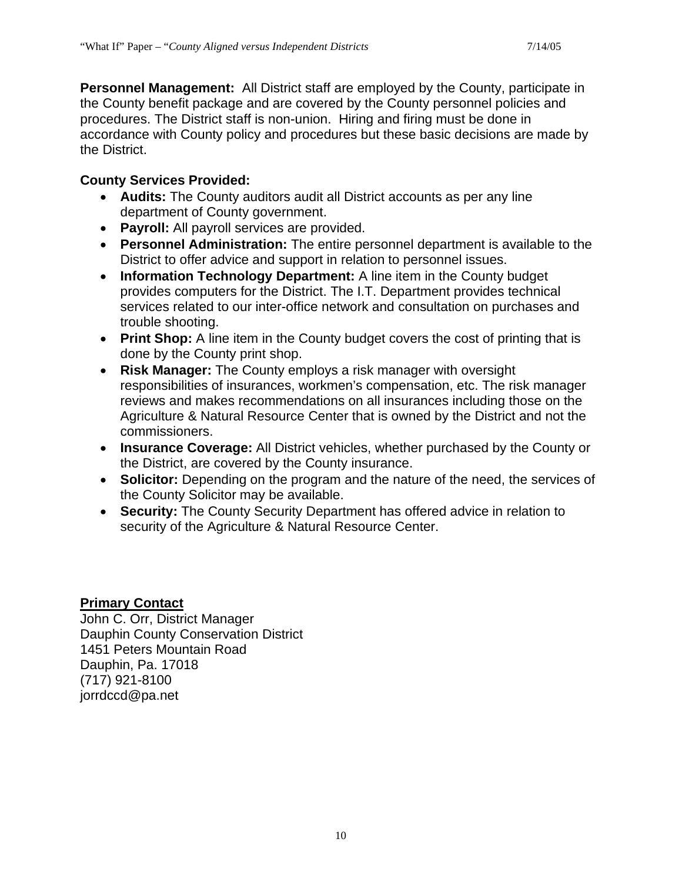**Personnel Management:** All District staff are employed by the County, participate in the County benefit package and are covered by the County personnel policies and procedures. The District staff is non-union. Hiring and firing must be done in accordance with County policy and procedures but these basic decisions are made by the District.

**County Services Provided:**

- **Audits:** The County auditors audit all District accounts as per any line department of County government.
- **Payroll:** All payroll services are provided.
- **Personnel Administration:** The entire personnel department is available to the District to offer advice and support in relation to personnel issues.
- **Information Technology Department:** A line item in the County budget provides computers for the District. The I.T. Department provides technical services related to our inter-office network and consultation on purchases and trouble shooting.
- **Print Shop:** A line item in the County budget covers the cost of printing that is done by the County print shop.
- **Risk Manager:** The County employs a risk manager with oversight responsibilities of insurances, workmen's compensation, etc. The risk manager reviews and makes recommendations on all insurances including those on the Agriculture & Natural Resource Center that is owned by the District and not the commissioners.
- **Insurance Coverage:** All District vehicles, whether purchased by the County or the District, are covered by the County insurance.
- **Solicitor:** Depending on the program and the nature of the need, the services of the County Solicitor may be available.
- **Security:** The County Security Department has offered advice in relation to security of the Agriculture & Natural Resource Center.

**Primary Contact**

John C. Orr, District Manager
Dauphin County Conservation District
1451 Peters Mountain Road
Dauphin, Pa. 17018
(717) 921-8100
jorrdccd@pa.net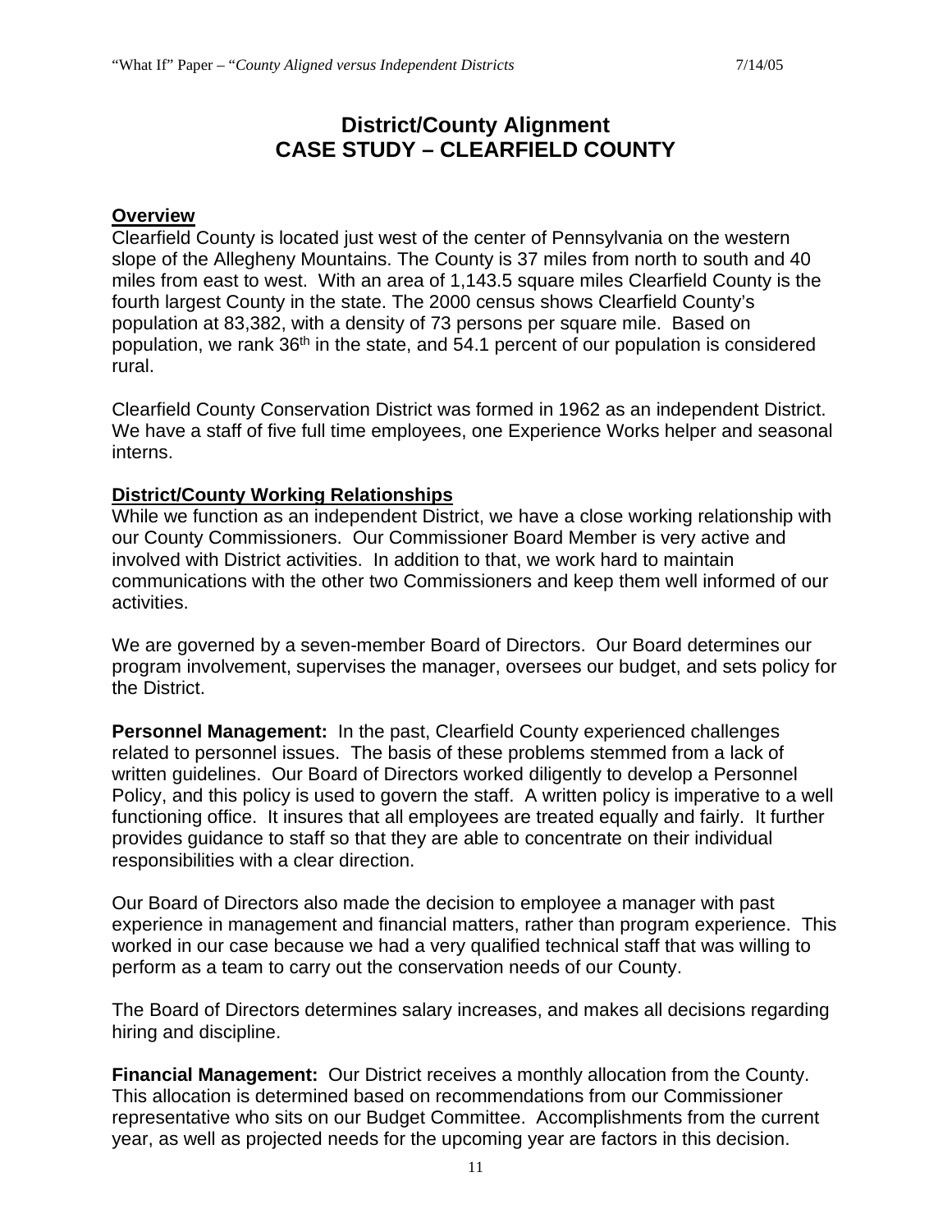# District/County Alignment
# CASE STUDY – CLEARFIELD COUNTY

**Overview**

Clearfield County is located just west of the center of Pennsylvania on the western slope of the Allegheny Mountains. The County is 37 miles from north to south and 40 miles from east to west. With an area of 1,143.5 square miles Clearfield County is the fourth largest County in the state. The 2000 census shows Clearfield County's population at 83,382, with a density of 73 persons per square mile. Based on population, we rank 36th in the state, and 54.1 percent of our population is considered rural.

Clearfield County Conservation District was formed in 1962 as an independent District. We have a staff of five full time employees, one Experience Works helper and seasonal interns.

**District/County Working Relationships**

While we function as an independent District, we have a close working relationship with our County Commissioners. Our Commissioner Board Member is very active and involved with District activities. In addition to that, we work hard to maintain communications with the other two Commissioners and keep them well informed of our activities.

We are governed by a seven-member Board of Directors. Our Board determines our program involvement, supervises the manager, oversees our budget, and sets policy for the District.

**Personnel Management:** In the past, Clearfield County experienced challenges related to personnel issues. The basis of these problems stemmed from a lack of written guidelines. Our Board of Directors worked diligently to develop a Personnel Policy, and this policy is used to govern the staff. A written policy is imperative to a well functioning office. It insures that all employees are treated equally and fairly. It further provides guidance to staff so that they are able to concentrate on their individual responsibilities with a clear direction.

Our Board of Directors also made the decision to employee a manager with past experience in management and financial matters, rather than program experience. This worked in our case because we had a very qualified technical staff that was willing to perform as a team to carry out the conservation needs of our County.

The Board of Directors determines salary increases, and makes all decisions regarding hiring and discipline.

**Financial Management:** Our District receives a monthly allocation from the County. This allocation is determined based on recommendations from our Commissioner representative who sits on our Budget Committee. Accomplishments from the current year, as well as projected needs for the upcoming year are factors in this decision.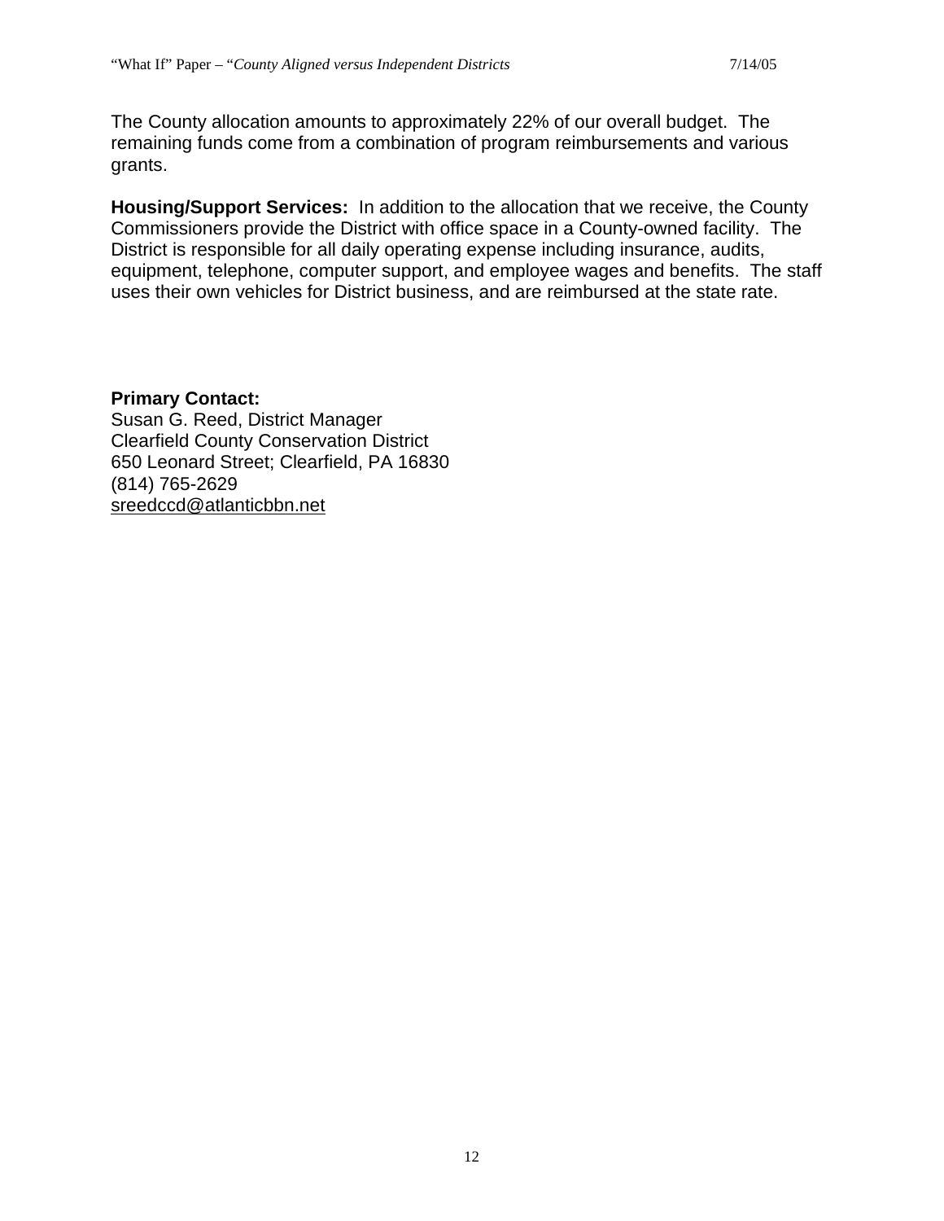The County allocation amounts to approximately 22% of our overall budget. The remaining funds come from a combination of program reimbursements and various grants.

**Housing/Support Services:** In addition to the allocation that we receive, the County Commissioners provide the District with office space in a County-owned facility. The District is responsible for all daily operating expense including insurance, audits, equipment, telephone, computer support, and employee wages and benefits. The staff uses their own vehicles for District business, and are reimbursed at the state rate.

**Primary Contact:**
Susan G. Reed, District Manager
Clearfield County Conservation District
650 Leonard Street; Clearfield, PA 16830
(814) 765-2629
sreedccd@atlanticbbn.net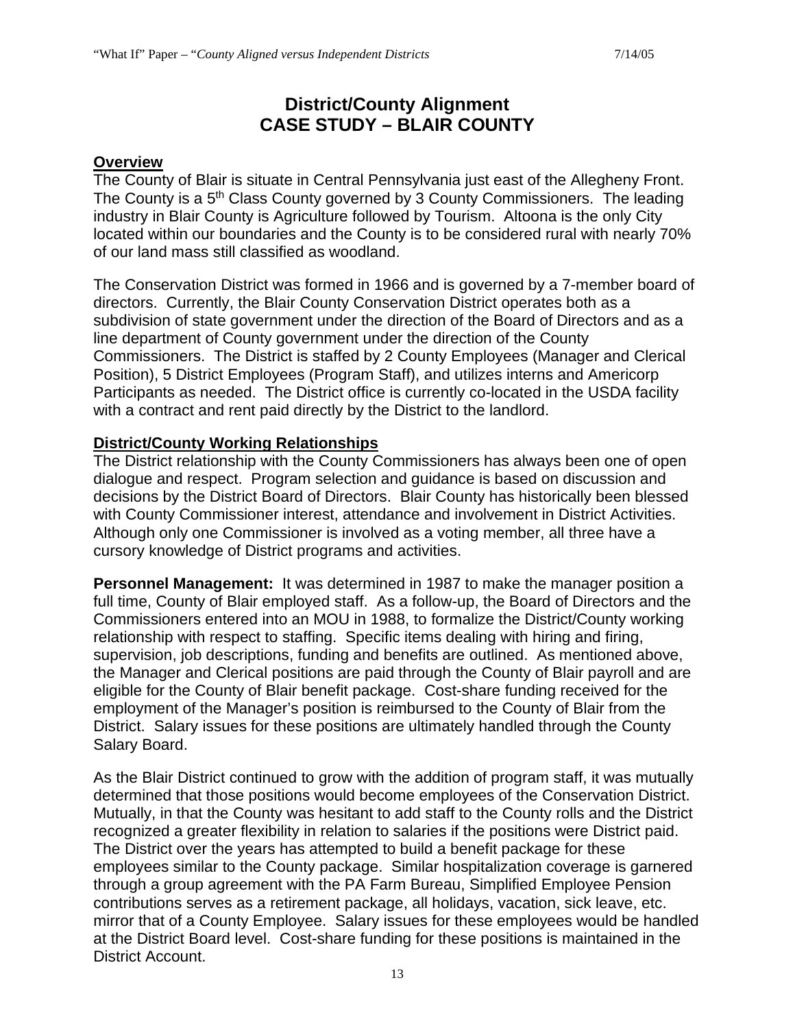# District/County Alignment
# CASE STUDY – BLAIR COUNTY

**Overview**

The County of Blair is situate in Central Pennsylvania just east of the Allegheny Front. The County is a 5th Class County governed by 3 County Commissioners. The leading industry in Blair County is Agriculture followed by Tourism. Altoona is the only City located within our boundaries and the County is to be considered rural with nearly 70% of our land mass still classified as woodland.

The Conservation District was formed in 1966 and is governed by a 7-member board of directors. Currently, the Blair County Conservation District operates both as a subdivision of state government under the direction of the Board of Directors and as a line department of County government under the direction of the County Commissioners. The District is staffed by 2 County Employees (Manager and Clerical Position), 5 District Employees (Program Staff), and utilizes interns and Americorp Participants as needed. The District office is currently co-located in the USDA facility with a contract and rent paid directly by the District to the landlord.

**District/County Working Relationships**

The District relationship with the County Commissioners has always been one of open dialogue and respect. Program selection and guidance is based on discussion and decisions by the District Board of Directors. Blair County has historically been blessed with County Commissioner interest, attendance and involvement in District Activities. Although only one Commissioner is involved as a voting member, all three have a cursory knowledge of District programs and activities.

**Personnel Management:** It was determined in 1987 to make the manager position a full time, County of Blair employed staff. As a follow-up, the Board of Directors and the Commissioners entered into an MOU in 1988, to formalize the District/County working relationship with respect to staffing. Specific items dealing with hiring and firing, supervision, job descriptions, funding and benefits are outlined. As mentioned above, the Manager and Clerical positions are paid through the County of Blair payroll and are eligible for the County of Blair benefit package. Cost-share funding received for the employment of the Manager's position is reimbursed to the County of Blair from the District. Salary issues for these positions are ultimately handled through the County Salary Board.

As the Blair District continued to grow with the addition of program staff, it was mutually determined that those positions would become employees of the Conservation District. Mutually, in that the County was hesitant to add staff to the County rolls and the District recognized a greater flexibility in relation to salaries if the positions were District paid. The District over the years has attempted to build a benefit package for these employees similar to the County package. Similar hospitalization coverage is garnered through a group agreement with the PA Farm Bureau, Simplified Employee Pension contributions serves as a retirement package, all holidays, vacation, sick leave, etc. mirror that of a County Employee. Salary issues for these employees would be handled at the District Board level. Cost-share funding for these positions is maintained in the District Account.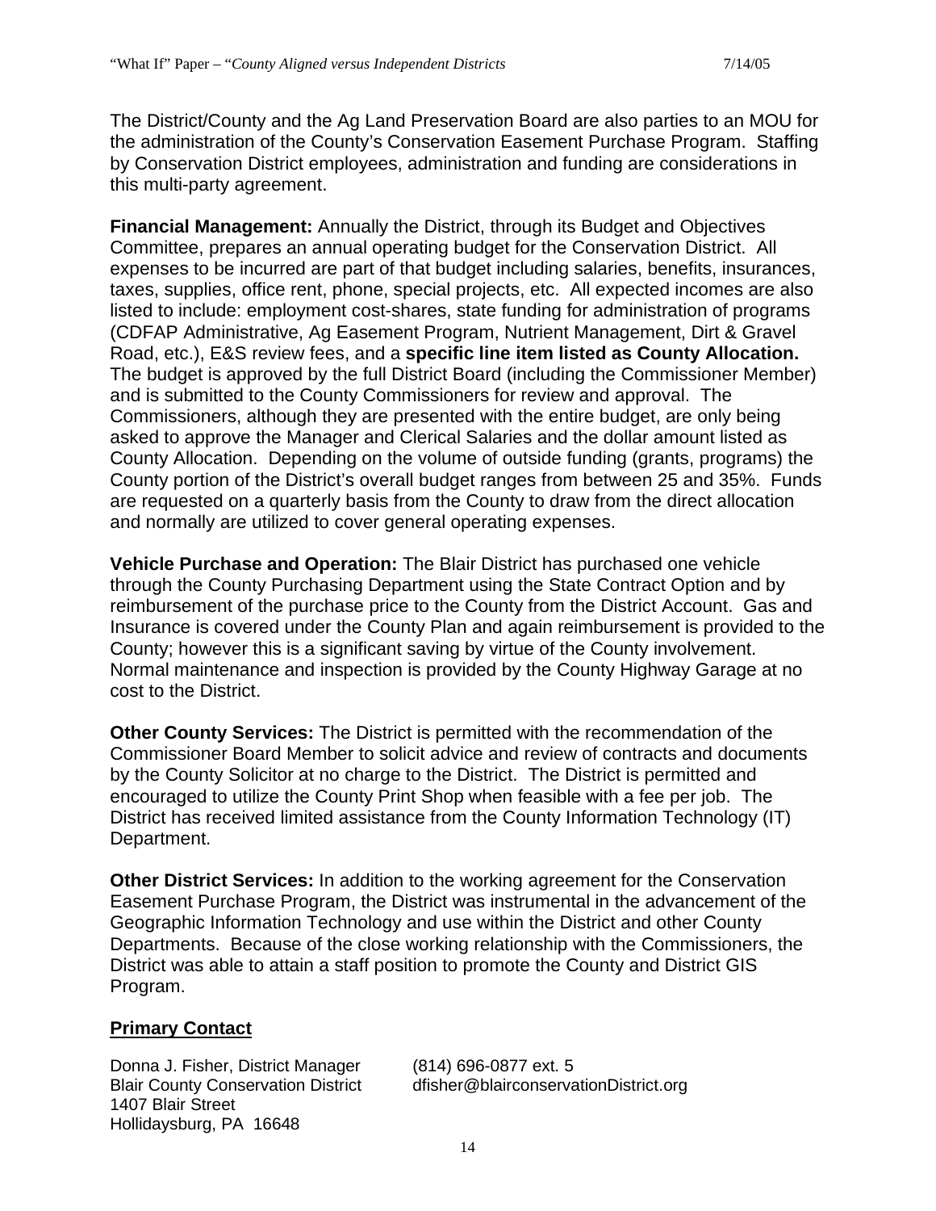The District/County and the Ag Land Preservation Board are also parties to an MOU for the administration of the County's Conservation Easement Purchase Program. Staffing by Conservation District employees, administration and funding are considerations in this multi-party agreement.

**Financial Management:** Annually the District, through its Budget and Objectives Committee, prepares an annual operating budget for the Conservation District. All expenses to be incurred are part of that budget including salaries, benefits, insurances, taxes, supplies, office rent, phone, special projects, etc. All expected incomes are also listed to include: employment cost-shares, state funding for administration of programs (CDFAP Administrative, Ag Easement Program, Nutrient Management, Dirt & Gravel Road, etc.), E&S review fees, and a **specific line item listed as County Allocation.** The budget is approved by the full District Board (including the Commissioner Member) and is submitted to the County Commissioners for review and approval. The Commissioners, although they are presented with the entire budget, are only being asked to approve the Manager and Clerical Salaries and the dollar amount listed as County Allocation. Depending on the volume of outside funding (grants, programs) the County portion of the District's overall budget ranges from between 25 and 35%. Funds are requested on a quarterly basis from the County to draw from the direct allocation and normally are utilized to cover general operating expenses.

**Vehicle Purchase and Operation:** The Blair District has purchased one vehicle through the County Purchasing Department using the State Contract Option and by reimbursement of the purchase price to the County from the District Account. Gas and Insurance is covered under the County Plan and again reimbursement is provided to the County; however this is a significant saving by virtue of the County involvement. Normal maintenance and inspection is provided by the County Highway Garage at no cost to the District.

**Other County Services:** The District is permitted with the recommendation of the Commissioner Board Member to solicit advice and review of contracts and documents by the County Solicitor at no charge to the District. The District is permitted and encouraged to utilize the County Print Shop when feasible with a fee per job. The District has received limited assistance from the County Information Technology (IT) Department.

**Other District Services:** In addition to the working agreement for the Conservation Easement Purchase Program, the District was instrumental in the advancement of the Geographic Information Technology and use within the District and other County Departments. Because of the close working relationship with the Commissioners, the District was able to attain a staff position to promote the County and District GIS Program.

## Primary Contact

Donna J. Fisher, District Manager
Blair County Conservation District
1407 Blair Street
Hollidaysburg, PA 16648

(814) 696-0877 ext. 5
dfisher@blairconservationDistrict.org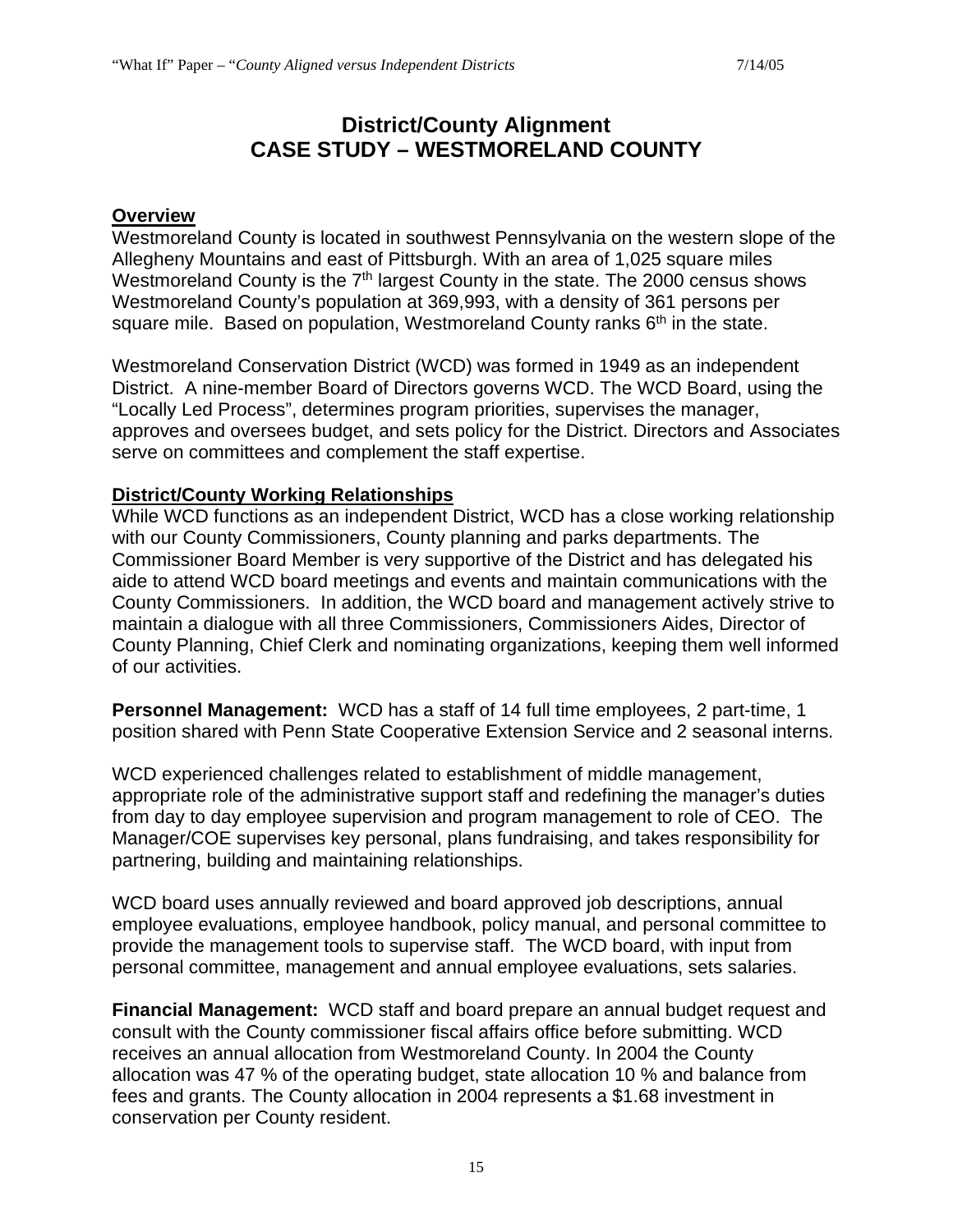# District/County Alignment
# CASE STUDY – WESTMORELAND COUNTY

**Overview**

Westmoreland County is located in southwest Pennsylvania on the western slope of the Allegheny Mountains and east of Pittsburgh. With an area of 1,025 square miles Westmoreland County is the 7th largest County in the state. The 2000 census shows Westmoreland County's population at 369,993, with a density of 361 persons per square mile. Based on population, Westmoreland County ranks 6th in the state.

Westmoreland Conservation District (WCD) was formed in 1949 as an independent District. A nine-member Board of Directors governs WCD. The WCD Board, using the "Locally Led Process", determines program priorities, supervises the manager, approves and oversees budget, and sets policy for the District. Directors and Associates serve on committees and complement the staff expertise.

**District/County Working Relationships**

While WCD functions as an independent District, WCD has a close working relationship with our County Commissioners, County planning and parks departments. The Commissioner Board Member is very supportive of the District and has delegated his aide to attend WCD board meetings and events and maintain communications with the County Commissioners. In addition, the WCD board and management actively strive to maintain a dialogue with all three Commissioners, Commissioners Aides, Director of County Planning, Chief Clerk and nominating organizations, keeping them well informed of our activities.

**Personnel Management:** WCD has a staff of 14 full time employees, 2 part-time, 1 position shared with Penn State Cooperative Extension Service and 2 seasonal interns.

WCD experienced challenges related to establishment of middle management, appropriate role of the administrative support staff and redefining the manager's duties from day to day employee supervision and program management to role of CEO. The Manager/COE supervises key personal, plans fundraising, and takes responsibility for partnering, building and maintaining relationships.

WCD board uses annually reviewed and board approved job descriptions, annual employee evaluations, employee handbook, policy manual, and personal committee to provide the management tools to supervise staff. The WCD board, with input from personal committee, management and annual employee evaluations, sets salaries.

**Financial Management:** WCD staff and board prepare an annual budget request and consult with the County commissioner fiscal affairs office before submitting. WCD receives an annual allocation from Westmoreland County. In 2004 the County allocation was 47 % of the operating budget, state allocation 10 % and balance from fees and grants. The County allocation in 2004 represents a $1.68 investment in conservation per County resident.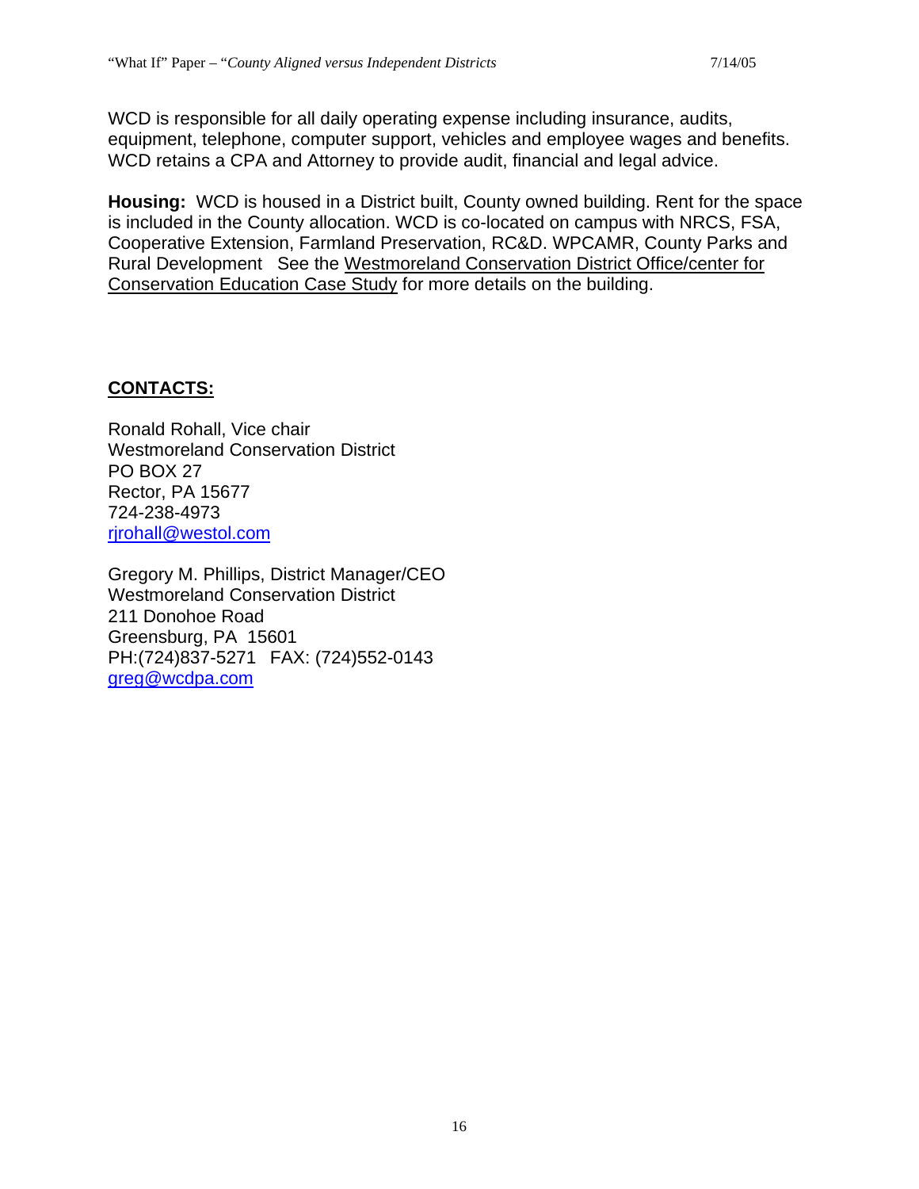WCD is responsible for all daily operating expense including insurance, audits, equipment, telephone, computer support, vehicles and employee wages and benefits. WCD retains a CPA and Attorney to provide audit, financial and legal advice.

**Housing:** WCD is housed in a District built, County owned building. Rent for the space is included in the County allocation. WCD is co-located on campus with NRCS, FSA, Cooperative Extension, Farmland Preservation, RC&D. WPCAMR, County Parks and Rural Development See the Westmoreland Conservation District Office/center for Conservation Education Case Study for more details on the building.

## CONTACTS:

Ronald Rohall, Vice chair
Westmoreland Conservation District
PO BOX 27
Rector, PA 15677
724-238-4973
rjrohall@westol.com

Gregory M. Phillips, District Manager/CEO
Westmoreland Conservation District
211 Donohoe Road
Greensburg, PA 15601
PH:(724)837-5271 FAX: (724)552-0143
greg@wcdpa.com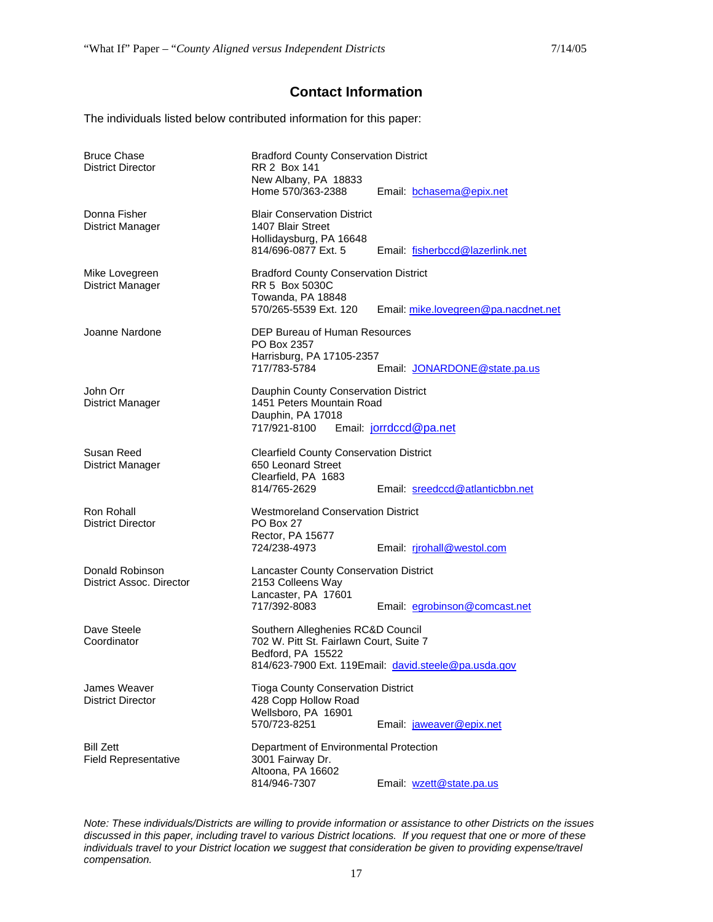## Contact Information

The individuals listed below contributed information for this paper:

| | |
|---|---|
| Bruce Chase<br>District Director | Bradford County Conservation District<br>RR 2 Box 141<br>New Albany, PA 18833<br>Home 570/363-2388 Email: bchasema@epix.net |
| Donna Fisher<br>District Manager | Blair Conservation District<br>1407 Blair Street<br>Hollidaysburg, PA 16648<br>814/696-0877 Ext. 5 Email: fisherbccd@lazerlink.net |
| Mike Lovegreen<br>District Manager | Bradford County Conservation District<br>RR 5 Box 5030C<br>Towanda, PA 18848<br>570/265-5539 Ext. 120 Email: mike.lovegreen@pa.nacdnet.net |
| Joanne Nardone | DEP Bureau of Human Resources<br>PO Box 2357<br>Harrisburg, PA 17105-2357<br>717/783-5784 Email: JONARDONE@state.pa.us |
| John Orr<br>District Manager | Dauphin County Conservation District<br>1451 Peters Mountain Road<br>Dauphin, PA 17018<br>717/921-8100 Email: jorrdccd@pa.net |
| Susan Reed<br>District Manager | Clearfield County Conservation District<br>650 Leonard Street<br>Clearfield, PA 1683<br>814/765-2629 Email: sreedccd@atlanticbbn.net |
| Ron Rohall<br>District Director | Westmoreland Conservation District<br>PO Box 27<br>Rector, PA 15677<br>724/238-4973 Email: rjrohall@westol.com |
| Donald Robinson<br>District Assoc. Director | Lancaster County Conservation District<br>2153 Colleens Way<br>Lancaster, PA 17601<br>717/392-8083 Email: egrobinson@comcast.net |
| Dave Steele<br>Coordinator | Southern Alleghenies RC&D Council<br>702 W. Pitt St. Fairlawn Court, Suite 7<br>Bedford, PA 15522<br>814/623-7900 Ext. 119Email: david.steele@pa.usda.gov |
| James Weaver<br>District Director | Tioga County Conservation District<br>428 Copp Hollow Road<br>Wellsboro, PA 16901<br>570/723-8251 Email: jaweaver@epix.net |
| Bill Zett<br>Field Representative | Department of Environmental Protection<br>3001 Fairway Dr.<br>Altoona, PA 16602<br>814/946-7307 Email: wzett@state.pa.us |

*Note: These individuals/Districts are willing to provide information or assistance to other Districts on the issues discussed in this paper, including travel to various District locations. If you request that one or more of these individuals travel to your District location we suggest that consideration be given to providing expense/travel compensation.*